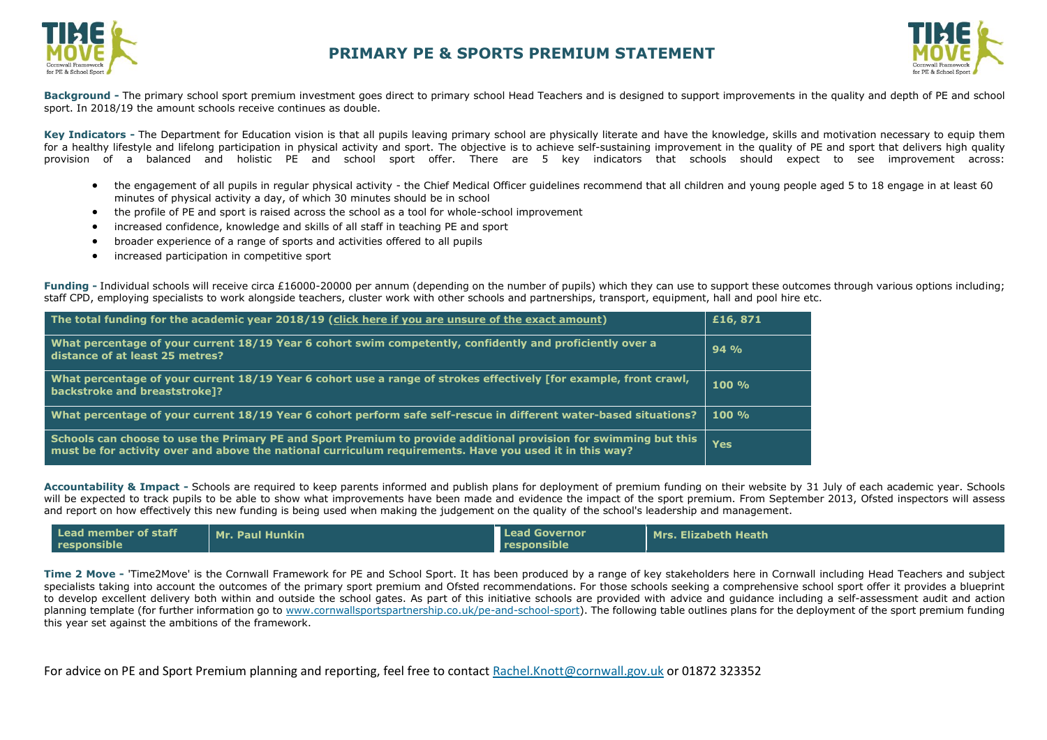# PRIMARY PE & SPORTS PREMIUM STATEMENT

**Background -** The primary school sport premium investment goes direct to primary school Head Teachers and is designed to support improvements in the quality and depth of PE and school sport. In 2018/19 the amount schools receive continues as double.

**Key Indicators -** The Department for Education vision is that all pupils leaving primary school are physically literate and have the knowledge, skills and motivation necessary to equip them for a healthy lifestyle and lifelong participation in physical activity and sport. The objective is to achieve self-sustaining improvement in the quality of PE and sport that delivers high quality provision of a balanced and holistic PE and school sport offer. There are 5 key indicators that schools should expect to see improvement across:

- the engagement of all pupils in regular physical activity - the Chief Medical Officer guidelines recommend that all children and young people aged 5 to 18 engage in at least 60 minutes of physical activity a day, of which 30 minutes should be in school
- the profile of PE and sport is raised across the school as a tool for whole-school improvement
- increased confidence, knowledge and skills of all staff in teaching PE and sport
- broader experience of a range of sports and activities offered to all pupils
- increased participation in competitive sport

**Funding -** Individual schools will receive circa £16000-20000 per annum (depending on the number of pupils) which they can use to support these outcomes through various options including; staff CPD, employing specialists to work alongside teachers, cluster work with other schools and partnerships, transport, equipment, hall and pool hire etc.

| The total funding for the academic year 2018/19 (click here if you are unsure of the exact amount) | £16, 871 |
|---|---|
| What percentage of your current 18/19 Year 6 cohort swim competently, confidently and proficiently over a distance of at least 25 metres? | 94 % |
| What percentage of your current 18/19 Year 6 cohort use a range of strokes effectively [for example, front crawl, backstroke and breaststroke]? | 100 % |
| What percentage of your current 18/19 Year 6 cohort perform safe self-rescue in different water-based situations? | 100 % |
| Schools can choose to use the Primary PE and Sport Premium to provide additional provision for swimming but this must be for activity over and above the national curriculum requirements. Have you used it in this way? | Yes |

**Accountability & Impact -** Schools are required to keep parents informed and publish plans for deployment of premium funding on their website by 31 July of each academic year. Schools will be expected to track pupils to be able to show what improvements have been made and evidence the impact of the sport premium. From September 2013, Ofsted inspectors will assess and report on how effectively this new funding is being used when making the judgement on the quality of the school's leadership and management.

| Lead member of staff responsible | Mr. Paul Hunkin | Lead Governor responsible | Mrs. Elizabeth Heath |
|---|---|---|---|

**Time 2 Move -** 'Time2Move' is the Cornwall Framework for PE and School Sport. It has been produced by a range of key stakeholders here in Cornwall including Head Teachers and subject specialists taking into account the outcomes of the primary sport premium and Ofsted recommendations. For those schools seeking a comprehensive school sport offer it provides a blueprint to develop excellent delivery both within and outside the school gates. As part of this initiative schools are provided with advice and guidance including a self-assessment audit and action planning template (for further information go to www.cornwallsportspartnership.co.uk/pe-and-school-sport). The following table outlines plans for the deployment of the sport premium funding this year set against the ambitions of the framework.

For advice on PE and Sport Premium planning and reporting, feel free to contact Rachel.Knott@cornwall.gov.uk or 01872 323352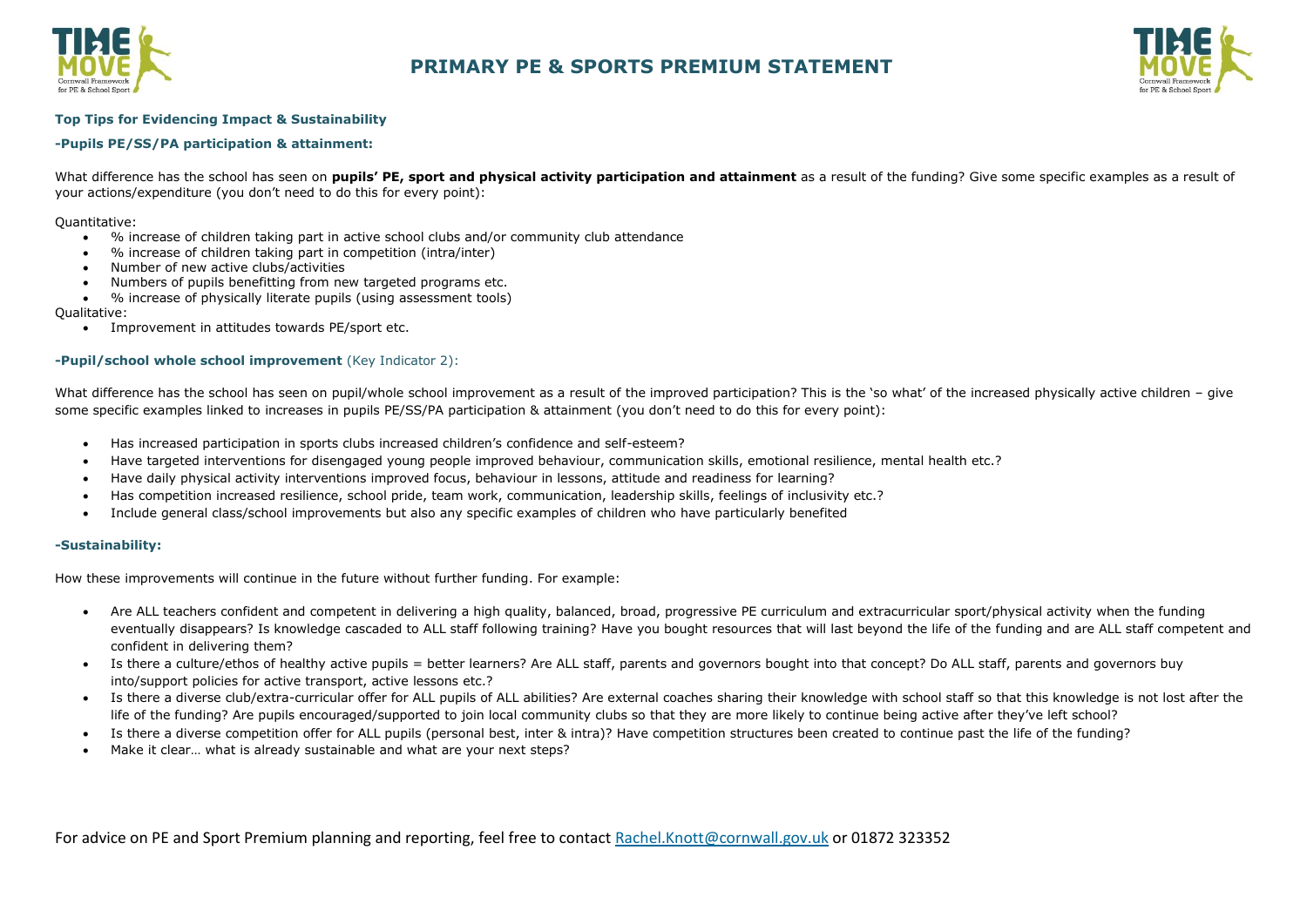# PRIMARY PE & SPORTS PREMIUM STATEMENT

### Top Tips for Evidencing Impact & Sustainability

#### -Pupils PE/SS/PA participation & attainment:

What difference has the school has seen on **pupils' PE, sport and physical activity participation and attainment** as a result of the funding? Give some specific examples as a result of your actions/expenditure (you don't need to do this for every point):

Quantitative:

- % increase of children taking part in active school clubs and/or community club attendance
- % increase of children taking part in competition (intra/inter)
- Number of new active clubs/activities
- Numbers of pupils benefitting from new targeted programs etc.
- % increase of physically literate pupils (using assessment tools)

Qualitative:

- Improvement in attitudes towards PE/sport etc.

#### -Pupil/school whole school improvement (Key Indicator 2):

What difference has the school has seen on pupil/whole school improvement as a result of the improved participation? This is the 'so what' of the increased physically active children – give some specific examples linked to increases in pupils PE/SS/PA participation & attainment (you don't need to do this for every point):

- Has increased participation in sports clubs increased children's confidence and self-esteem?
- Have targeted interventions for disengaged young people improved behaviour, communication skills, emotional resilience, mental health etc.?
- Have daily physical activity interventions improved focus, behaviour in lessons, attitude and readiness for learning?
- Has competition increased resilience, school pride, team work, communication, leadership skills, feelings of inclusivity etc.?
- Include general class/school improvements but also any specific examples of children who have particularly benefited

#### -Sustainability:

How these improvements will continue in the future without further funding. For example:

- Are ALL teachers confident and competent in delivering a high quality, balanced, broad, progressive PE curriculum and extracurricular sport/physical activity when the funding eventually disappears? Is knowledge cascaded to ALL staff following training? Have you bought resources that will last beyond the life of the funding and are ALL staff competent and confident in delivering them?
- Is there a culture/ethos of healthy active pupils = better learners? Are ALL staff, parents and governors bought into that concept? Do ALL staff, parents and governors buy into/support policies for active transport, active lessons etc.?
- Is there a diverse club/extra-curricular offer for ALL pupils of ALL abilities? Are external coaches sharing their knowledge with school staff so that this knowledge is not lost after the life of the funding? Are pupils encouraged/supported to join local community clubs so that they are more likely to continue being active after they've left school?
- Is there a diverse competition offer for ALL pupils (personal best, inter & intra)? Have competition structures been created to continue past the life of the funding?
- Make it clear… what is already sustainable and what are your next steps?

For advice on PE and Sport Premium planning and reporting, feel free to contact Rachel.Knott@cornwall.gov.uk or 01872 323352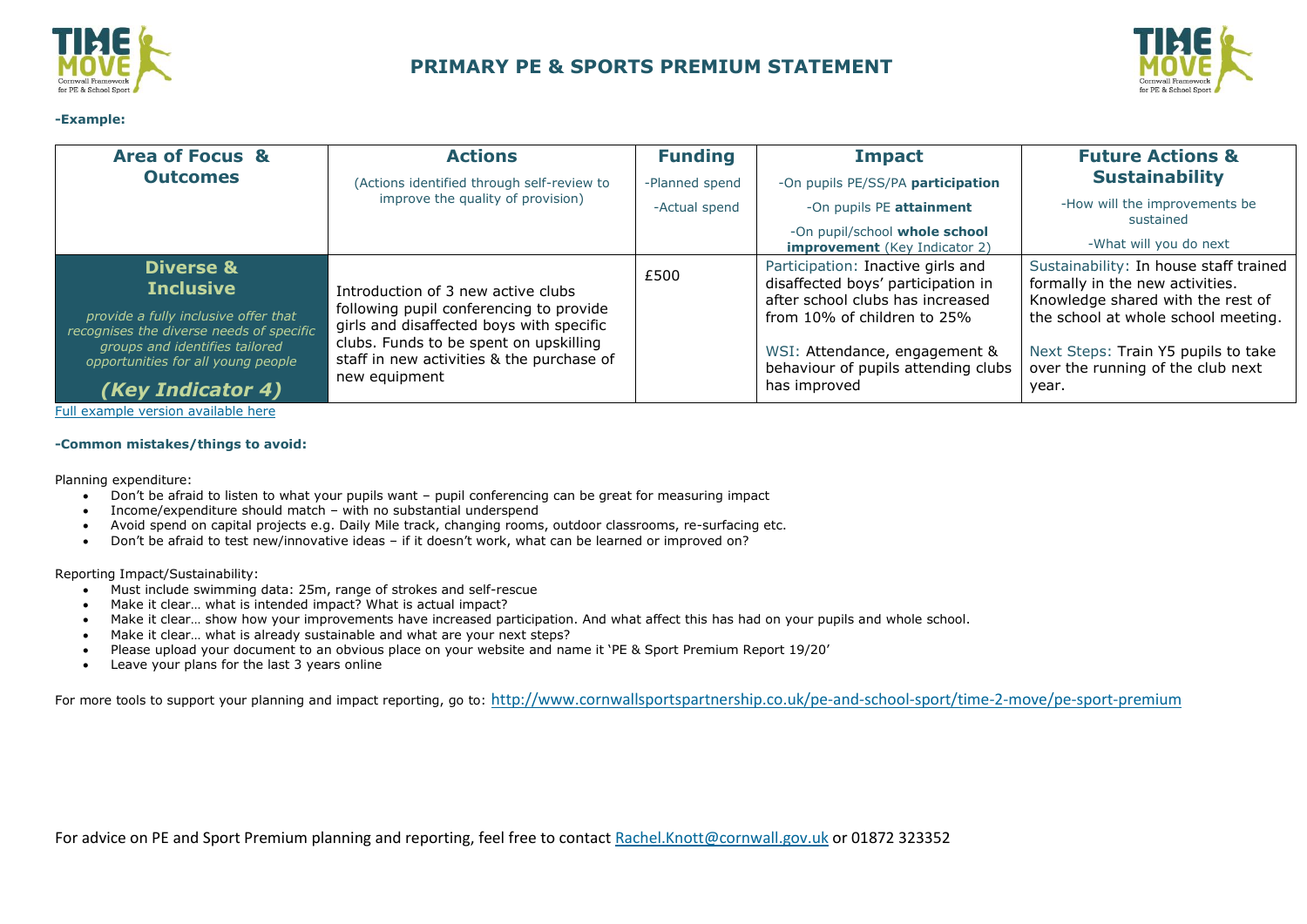# PRIMARY PE & SPORTS PREMIUM STATEMENT

**-Example:**

| **Area of Focus & Outcomes** | **Actions**<br>(Actions identified through self-review to improve the quality of provision) | **Funding**<br>-Planned spend<br>-Actual spend | **Impact**<br>-On pupils PE/SS/PA **participation**<br>-On pupils PE **attainment**<br>-On pupil/school **whole school improvement** (Key Indicator 2) | **Future Actions & Sustainability**<br>-How will the improvements be sustained<br>-What will you do next |
|---|---|---|---|---|
| **Diverse & Inclusive**<br>*provide a fully inclusive offer that recognises the diverse needs of specific groups and identifies tailored opportunities for all young people*<br>***(Key Indicator 4)*** | Introduction of 3 new active clubs following pupil conferencing to provide girls and disaffected boys with specific clubs. Funds to be spent on upskilling staff in new activities & the purchase of new equipment | £500 | Participation: Inactive girls and disaffected boys' participation in after school clubs has increased from 10% of children to 25%<br><br>WSI: Attendance, engagement & behaviour of pupils attending clubs has improved | Sustainability: In house staff trained formally in the new activities. Knowledge shared with the rest of the school at whole school meeting.<br><br>Next Steps: Train Y5 pupils to take over the running of the club next year. |

Full example version available here

**-Common mistakes/things to avoid:**

Planning expenditure:

- Don't be afraid to listen to what your pupils want – pupil conferencing can be great for measuring impact
- Income/expenditure should match – with no substantial underspend
- Avoid spend on capital projects e.g. Daily Mile track, changing rooms, outdoor classrooms, re-surfacing etc.
- Don't be afraid to test new/innovative ideas – if it doesn't work, what can be learned or improved on?

Reporting Impact/Sustainability:

- Must include swimming data: 25m, range of strokes and self-rescue
- Make it clear… what is intended impact? What is actual impact?
- Make it clear… show how your improvements have increased participation. And what affect this has had on your pupils and whole school.
- Make it clear… what is already sustainable and what are your next steps?
- Please upload your document to an obvious place on your website and name it 'PE & Sport Premium Report 19/20'
- Leave your plans for the last 3 years online

For more tools to support your planning and impact reporting, go to: http://www.cornwallsportspartnership.co.uk/pe-and-school-sport/time-2-move/pe-sport-premium

For advice on PE and Sport Premium planning and reporting, feel free to contact Rachel.Knott@cornwall.gov.uk or 01872 323352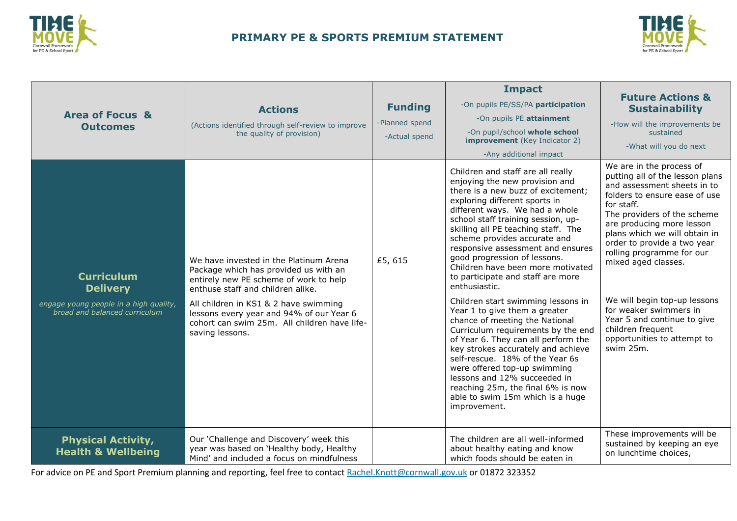## PRIMARY PE & SPORTS PREMIUM STATEMENT

| **Area of Focus & Outcomes** | **Actions** (Actions identified through self-review to improve the quality of provision) | **Funding** -Planned spend -Actual spend | **Impact** -On pupils PE/SS/PA **participation** -On pupils PE **attainment** -On pupil/school **whole school improvement** (Key Indicator 2) -Any additional impact | **Future Actions & Sustainability** -How will the improvements be sustained -What will you do next |
|---|---|---|---|---|
| **Curriculum Delivery** *engage young people in a high quality, broad and balanced curriculum* | We have invested in the Platinum Arena Package which has provided us with an entirely new PE scheme of work to help enthuse staff and children alike.<br><br>All children in KS1 & 2 have swimming lessons every year and 94% of our Year 6 cohort can swim 25m. All children have life-saving lessons. | £5, 615 | Children and staff are all really enjoying the new provision and there is a new buzz of excitement; exploring different sports in different ways. We had a whole school staff training session, up-skilling all PE teaching staff. The scheme provides accurate and responsive assessment and ensures good progression of lessons. Children have been more motivated to participate and staff are more enthusiastic.<br><br>Children start swimming lessons in Year 1 to give them a greater chance of meeting the National Curriculum requirements by the end of Year 6. They can all perform the key strokes accurately and achieve self-rescue. 18% of the Year 6s were offered top-up swimming lessons and 12% succeeded in reaching 25m, the final 6% is now able to swim 15m which is a huge improvement. | We are in the process of putting all of the lesson plans and assessment sheets in to folders to ensure ease of use for staff.<br>The providers of the scheme are producing more lesson plans which we will obtain in order to provide a two year rolling programme for our mixed aged classes.<br><br>We will begin top-up lessons for weaker swimmers in Year 5 and continue to give children frequent opportunities to attempt to swim 25m. |
| **Physical Activity, Health & Wellbeing** | Our 'Challenge and Discovery' week this year was based on 'Healthy body, Healthy Mind' and included a focus on mindfulness | | The children are all well-informed about healthy eating and know which foods should be eaten in | These improvements will be sustained by keeping an eye on lunchtime choices, |

For advice on PE and Sport Premium planning and reporting, feel free to contact Rachel.Knott@cornwall.gov.uk or 01872 323352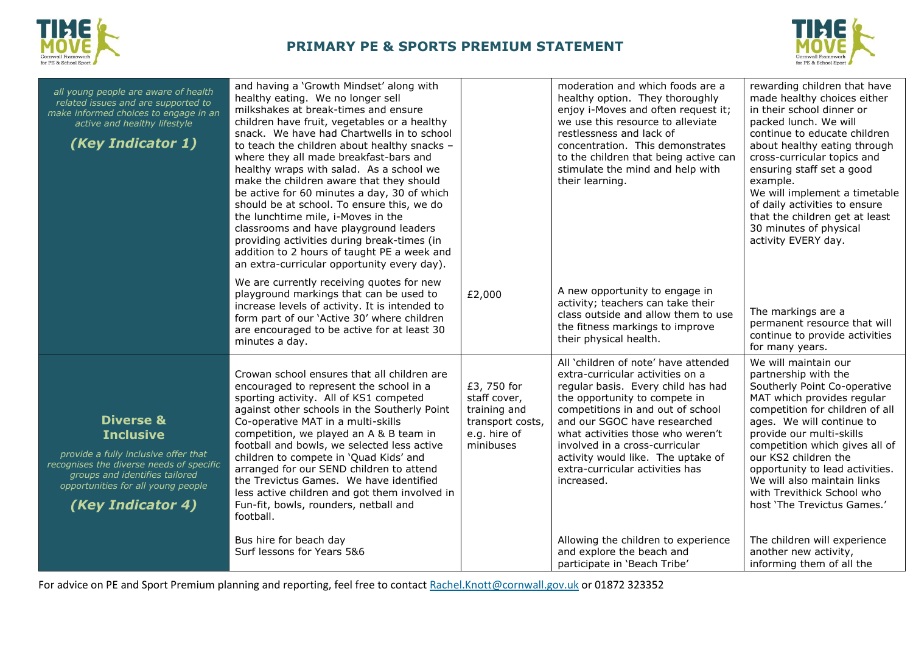## PRIMARY PE & SPORTS PREMIUM STATEMENT

| | | | | |
|---|---|---|---|---|
| *all young people are aware of health related issues and are supported to make informed choices to engage in an active and healthy lifestyle* ***(Key Indicator 1)*** | and having a 'Growth Mindset' along with healthy eating. We no longer sell milkshakes at break-times and ensure children have fruit, vegetables or a healthy snack. We have had Chartwells in to school to teach the children about healthy snacks – where they all made breakfast-bars and healthy wraps with salad. As a school we make the children aware that they should be active for 60 minutes a day, 30 of which should be at school. To ensure this, we do the lunchtime mile, i-Moves in the classrooms and have playground leaders providing activities during break-times (in addition to 2 hours of taught PE a week and an extra-curricular opportunity every day). | | moderation and which foods are a healthy option. They thoroughly enjoy i-Moves and often request it; we use this resource to alleviate restlessness and lack of concentration. This demonstrates to the children that being active can stimulate the mind and help with their learning. | rewarding children that have made healthy choices either in their school dinner or packed lunch. We will continue to educate children about healthy eating through cross-curricular topics and ensuring staff set a good example. We will implement a timetable of daily activities to ensure that the children get at least 30 minutes of physical activity EVERY day. |
| | We are currently receiving quotes for new playground markings that can be used to increase levels of activity. It is intended to form part of our 'Active 30' where children are encouraged to be active for at least 30 minutes a day. | £2,000 | A new opportunity to engage in activity; teachers can take their class outside and allow them to use the fitness markings to improve their physical health. | The markings are a permanent resource that will continue to provide activities for many years. |
| **Diverse & Inclusive** *provide a fully inclusive offer that recognises the diverse needs of specific groups and identifies tailored opportunities for all young people* ***(Key Indicator 4)*** | Crowan school ensures that all children are encouraged to represent the school in a sporting activity. All of KS1 competed against other schools in the Southerly Point Co-operative MAT in a multi-skills competition, we played an A & B team in football and bowls, we selected less active children to compete in 'Quad Kids' and arranged for our SEND children to attend the Trevictus Games. We have identified less active children and got them involved in Fun-fit, bowls, rounders, netball and football. | £3, 750 for staff cover, training and transport costs, e.g. hire of minibuses | All 'children of note' have attended extra-curricular activities on a regular basis. Every child has had the opportunity to compete in competitions in and out of school and our SGOC have researched what activities those who weren't involved in a cross-curricular activity would like. The uptake of extra-curricular activities has increased. | We will maintain our partnership with the Southerly Point Co-operative MAT which provides regular competition for children of all ages. We will continue to provide our multi-skills competition which gives all of our KS2 children the opportunity to lead activities. We will also maintain links with Trevithick School who host 'The Trevictus Games.' |
| | Bus hire for beach day<br>Surf lessons for Years 5&6 | | Allowing the children to experience and explore the beach and participate in 'Beach Tribe' | The children will experience another new activity, informing them of all the |

For advice on PE and Sport Premium planning and reporting, feel free to contact Rachel.Knott@cornwall.gov.uk or 01872 323352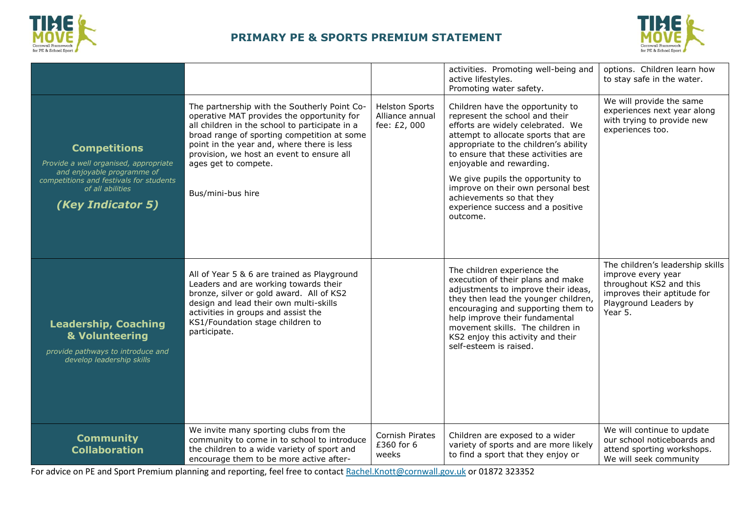## PRIMARY PE & SPORTS PREMIUM STATEMENT

| | | | | |
|---|---|---|---|---|
| | | | activities. Promoting well-being and active lifestyles.<br>Promoting water safety. | options. Children learn how to stay safe in the water. |
| **Competitions**<br>*Provide a well organised, appropriate and enjoyable programme of competitions and festivals for students of all abilities*<br>***(Key Indicator 5)*** | The partnership with the Southerly Point Co-operative MAT provides the opportunity for all children in the school to participate in a broad range of sporting competition at some point in the year and, where there is less provision, we host an event to ensure all ages get to compete.<br><br>Bus/mini-bus hire | Helston Sports Alliance annual fee: £2, 000 | Children have the opportunity to represent the school and their efforts are widely celebrated. We attempt to allocate sports that are appropriate to the children's ability to ensure that these activities are enjoyable and rewarding.<br><br>We give pupils the opportunity to improve on their own personal best achievements so that they experience success and a positive outcome. | We will provide the same experiences next year along with trying to provide new experiences too. |
| **Leadership, Coaching & Volunteering**<br>*provide pathways to introduce and develop leadership skills* | All of Year 5 & 6 are trained as Playground Leaders and are working towards their bronze, silver or gold award. All of KS2 design and lead their own multi-skills activities in groups and assist the KS1/Foundation stage children to participate. | | The children experience the execution of their plans and make adjustments to improve their ideas, they then lead the younger children, encouraging and supporting them to help improve their fundamental movement skills. The children in KS2 enjoy this activity and their self-esteem is raised. | The children's leadership skills improve every year throughout KS2 and this improves their aptitude for Playground Leaders by Year 5. |
| **Community Collaboration** | We invite many sporting clubs from the community to come in to school to introduce the children to a wide variety of sport and encourage them to be more active after- | Cornish Pirates £360 for 6 weeks | Children are exposed to a wider variety of sports and are more likely to find a sport that they enjoy or | We will continue to update our school noticeboards and attend sporting workshops. We will seek community |

For advice on PE and Sport Premium planning and reporting, feel free to contact Rachel.Knott@cornwall.gov.uk or 01872 323352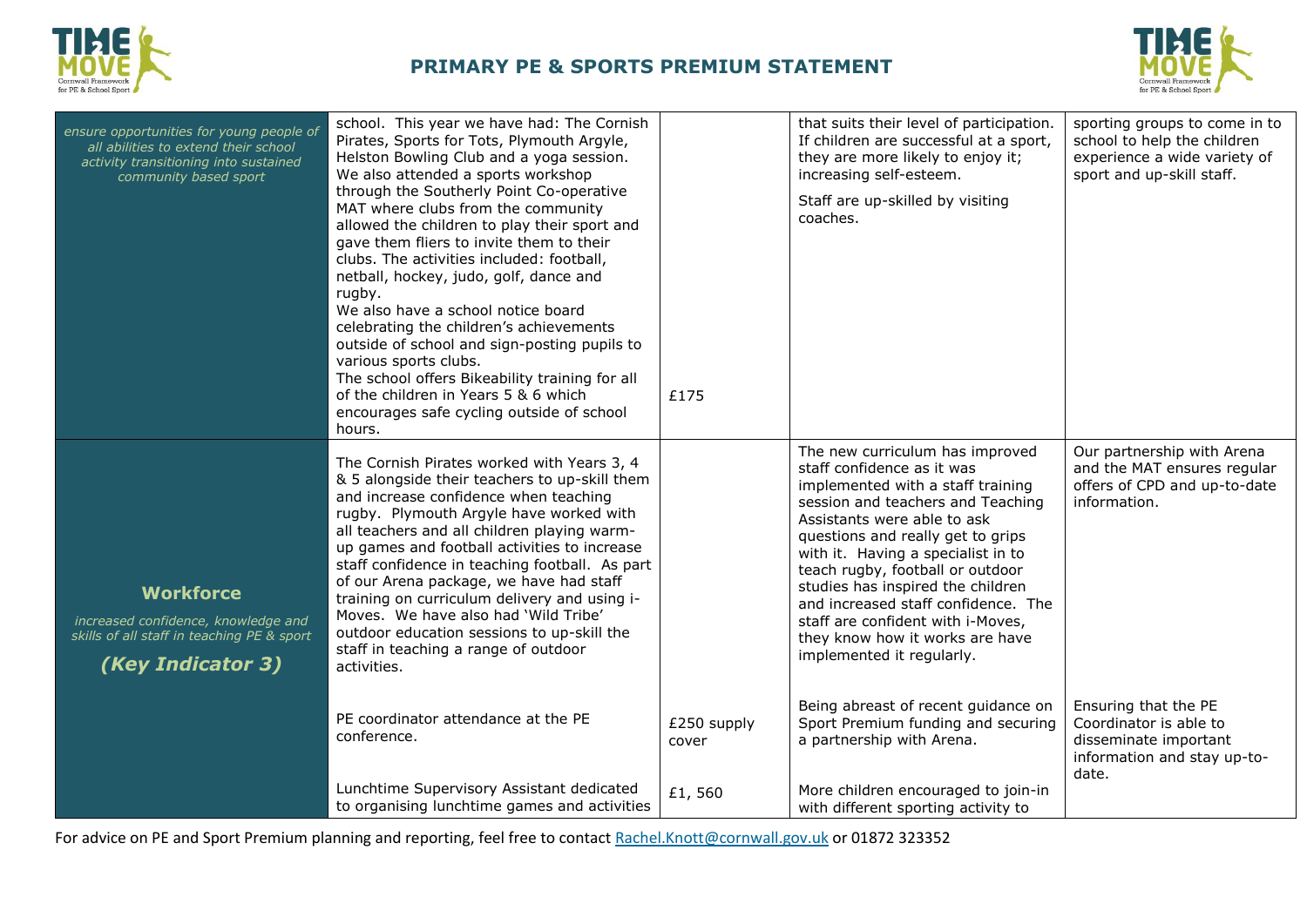## PRIMARY PE & SPORTS PREMIUM STATEMENT

| | | | | |
|---|---|---|---|---|
| *ensure opportunities for young people of all abilities to extend their school activity transitioning into sustained community based sport* | school. This year we have had: The Cornish Pirates, Sports for Tots, Plymouth Argyle, Helston Bowling Club and a yoga session. We also attended a sports workshop through the Southerly Point Co-operative MAT where clubs from the community allowed the children to play their sport and gave them fliers to invite them to their clubs. The activities included: football, netball, hockey, judo, golf, dance and rugby. We also have a school notice board celebrating the children's achievements outside of school and sign-posting pupils to various sports clubs. The school offers Bikeability training for all of the children in Years 5 & 6 which encourages safe cycling outside of school hours. | £175 | that suits their level of participation. If children are successful at a sport, they are more likely to enjoy it; increasing self-esteem. Staff are up-skilled by visiting coaches. | sporting groups to come in to school to help the children experience a wide variety of sport and up-skill staff. |
| **Workforce** *increased confidence, knowledge and skills of all staff in teaching PE & sport* ***(Key Indicator 3)*** | The Cornish Pirates worked with Years 3, 4 & 5 alongside their teachers to up-skill them and increase confidence when teaching rugby. Plymouth Argyle have worked with all teachers and all children playing warm-up games and football activities to increase staff confidence in teaching football. As part of our Arena package, we have had staff training on curriculum delivery and using i-Moves. We have also had 'Wild Tribe' outdoor education sessions to up-skill the staff in teaching a range of outdoor activities. | | The new curriculum has improved staff confidence as it was implemented with a staff training session and teachers and Teaching Assistants were able to ask questions and really get to grips with it. Having a specialist in to teach rugby, football or outdoor studies has inspired the children and increased staff confidence. The staff are confident with i-Moves, they know how it works are have implemented it regularly. | Our partnership with Arena and the MAT ensures regular offers of CPD and up-to-date information. |
| | PE coordinator attendance at the PE conference. | £250 supply cover | Being abreast of recent guidance on Sport Premium funding and securing a partnership with Arena. | Ensuring that the PE Coordinator is able to disseminate important information and stay up-to-date. |
| | Lunchtime Supervisory Assistant dedicated to organising lunchtime games and activities | £1, 560 | More children encouraged to join-in with different sporting activity to | |

For advice on PE and Sport Premium planning and reporting, feel free to contact Rachel.Knott@cornwall.gov.uk or 01872 323352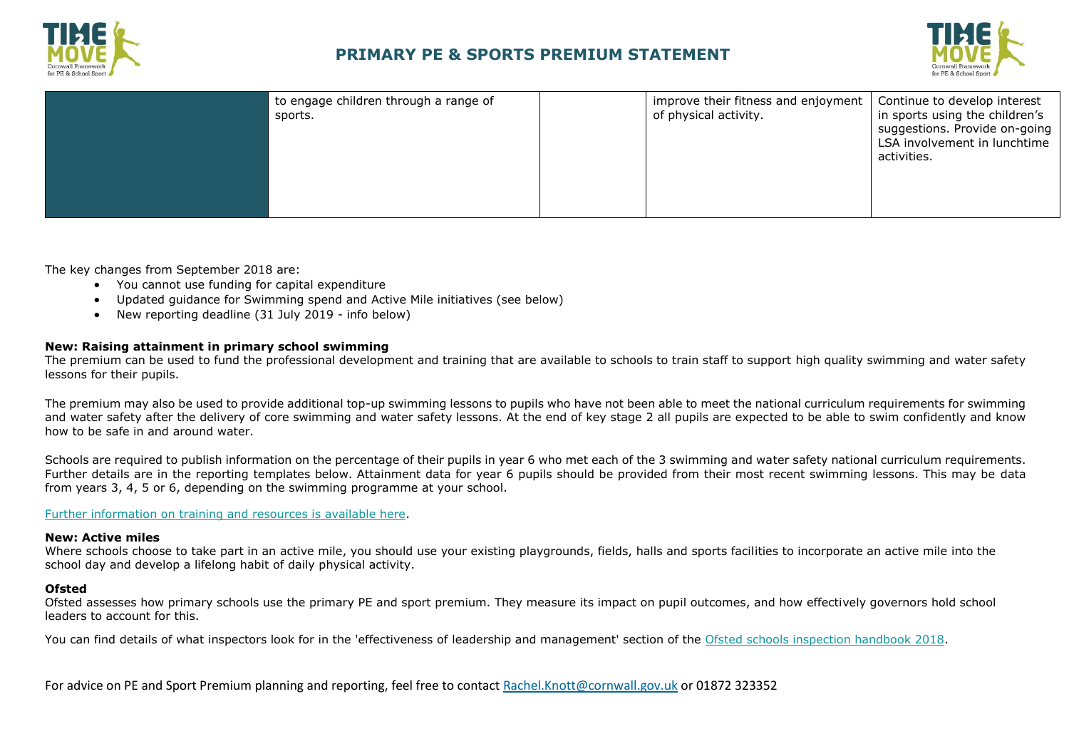|  | to engage children through a range of sports. |  | improve their fitness and enjoyment of physical activity. | Continue to develop interest in sports using the children's suggestions. Provide on-going LSA involvement in lunchtime activities. |
|---|---|---|---|---|

The key changes from September 2018 are:

- You cannot use funding for capital expenditure
- Updated guidance for Swimming spend and Active Mile initiatives (see below)
- New reporting deadline (31 July 2019 - info below)

**New: Raising attainment in primary school swimming**

The premium can be used to fund the professional development and training that are available to schools to train staff to support high quality swimming and water safety lessons for their pupils.

The premium may also be used to provide additional top-up swimming lessons to pupils who have not been able to meet the national curriculum requirements for swimming and water safety after the delivery of core swimming and water safety lessons. At the end of key stage 2 all pupils are expected to be able to swim confidently and know how to be safe in and around water.

Schools are required to publish information on the percentage of their pupils in year 6 who met each of the 3 swimming and water safety national curriculum requirements. Further details are in the reporting templates below. Attainment data for year 6 pupils should be provided from their most recent swimming lessons. This may be data from years 3, 4, 5 or 6, depending on the swimming programme at your school.

Further information on training and resources is available here.

**New: Active miles**

Where schools choose to take part in an active mile, you should use your existing playgrounds, fields, halls and sports facilities to incorporate an active mile into the school day and develop a lifelong habit of daily physical activity.

**Ofsted**

Ofsted assesses how primary schools use the primary PE and sport premium. They measure its impact on pupil outcomes, and how effectively governors hold school leaders to account for this.

You can find details of what inspectors look for in the 'effectiveness of leadership and management' section of the Ofsted schools inspection handbook 2018.

For advice on PE and Sport Premium planning and reporting, feel free to contact Rachel.Knott@cornwall.gov.uk or 01872 323352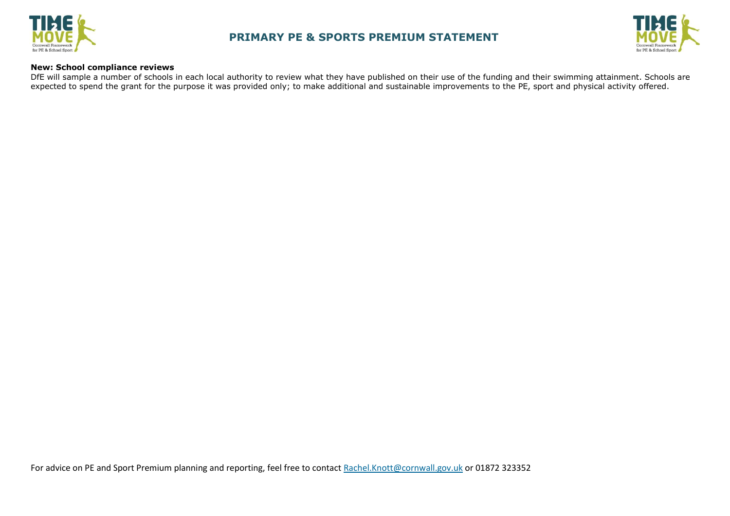**New: School compliance reviews**

DfE will sample a number of schools in each local authority to review what they have published on their use of the funding and their swimming attainment. Schools are expected to spend the grant for the purpose it was provided only; to make additional and sustainable improvements to the PE, sport and physical activity offered.

For advice on PE and Sport Premium planning and reporting, feel free to contact Rachel.Knott@cornwall.gov.uk or 01872 323352